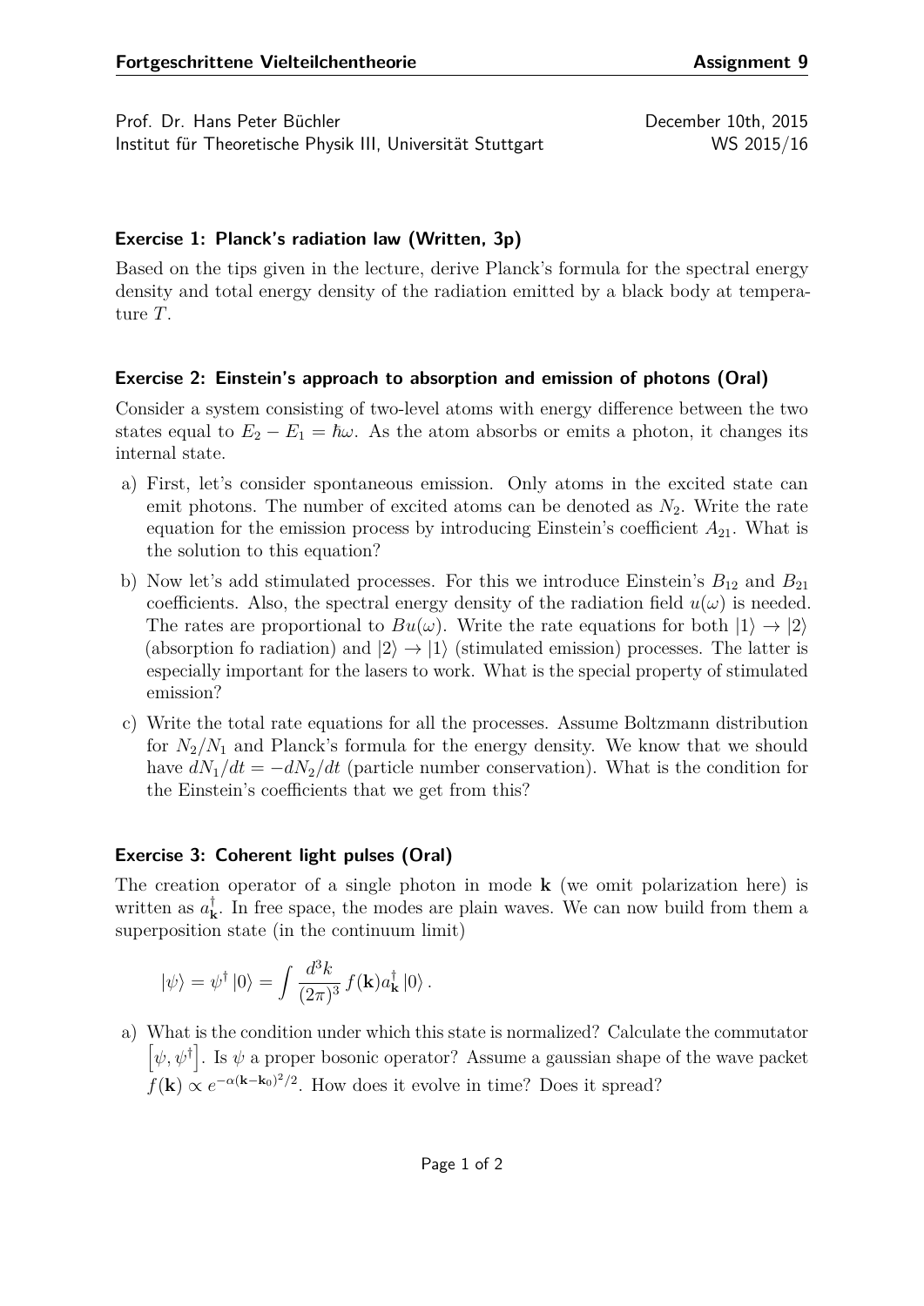**Fortgeschrittene Vielteilchentheorie** **Assignment 9**

Prof. Dr. Hans Peter Büchler
Institut für Theoretische Physik III, Universität Stuttgart

December 10th, 2015
WS 2015/16

### Exercise 1: Planck's radiation law (Written, 3p)

Based on the tips given in the lecture, derive Planck's formula for the spectral energy density and total energy density of the radiation emitted by a black body at temperature $T$.

### Exercise 2: Einstein's approach to absorption and emission of photons (Oral)

Consider a system consisting of two-level atoms with energy difference between the two states equal to $E_2 - E_1 = \hbar\omega$. As the atom absorbs or emits a photon, it changes its internal state.

a) First, let's consider spontaneous emission. Only atoms in the excited state can emit photons. The number of excited atoms can be denoted as $N_2$. Write the rate equation for the emission process by introducing Einstein's coefficient $A_{21}$. What is the solution to this equation?

b) Now let's add stimulated processes. For this we introduce Einstein's $B_{12}$ and $B_{21}$ coefficients. Also, the spectral energy density of the radiation field $u(\omega)$ is needed. The rates are proportional to $Bu(\omega)$. Write the rate equations for both $|1\rangle \to |2\rangle$ (absorption fo radiation) and $|2\rangle \to |1\rangle$ (stimulated emission) processes. The latter is especially important for the lasers to work. What is the special property of stimulated emission?

c) Write the total rate equations for all the processes. Assume Boltzmann distribution for $N_2/N_1$ and Planck's formula for the energy density. We know that we should have $dN_1/dt = -dN_2/dt$ (particle number conservation). What is the condition for the Einstein's coefficients that we get from this?

### Exercise 3: Coherent light pulses (Oral)

The creation operator of a single photon in mode $\mathbf{k}$ (we omit polarization here) is written as $a^\dagger_{\mathbf{k}}$. In free space, the modes are plain waves. We can now build from them a superposition state (in the continuum limit)

$$|\psi\rangle = \psi^\dagger |0\rangle = \int \frac{d^3k}{(2\pi)^3} f(\mathbf{k}) a^\dagger_{\mathbf{k}} |0\rangle \,.$$

a) What is the condition under which this state is normalized? Calculate the commutator $\left[\psi, \psi^\dagger\right]$. Is $\psi$ a proper bosonic operator? Assume a gaussian shape of the wave packet $f(\mathbf{k}) \propto e^{-\alpha(\mathbf{k}-\mathbf{k}_0)^2/2}$. How does it evolve in time? Does it spread?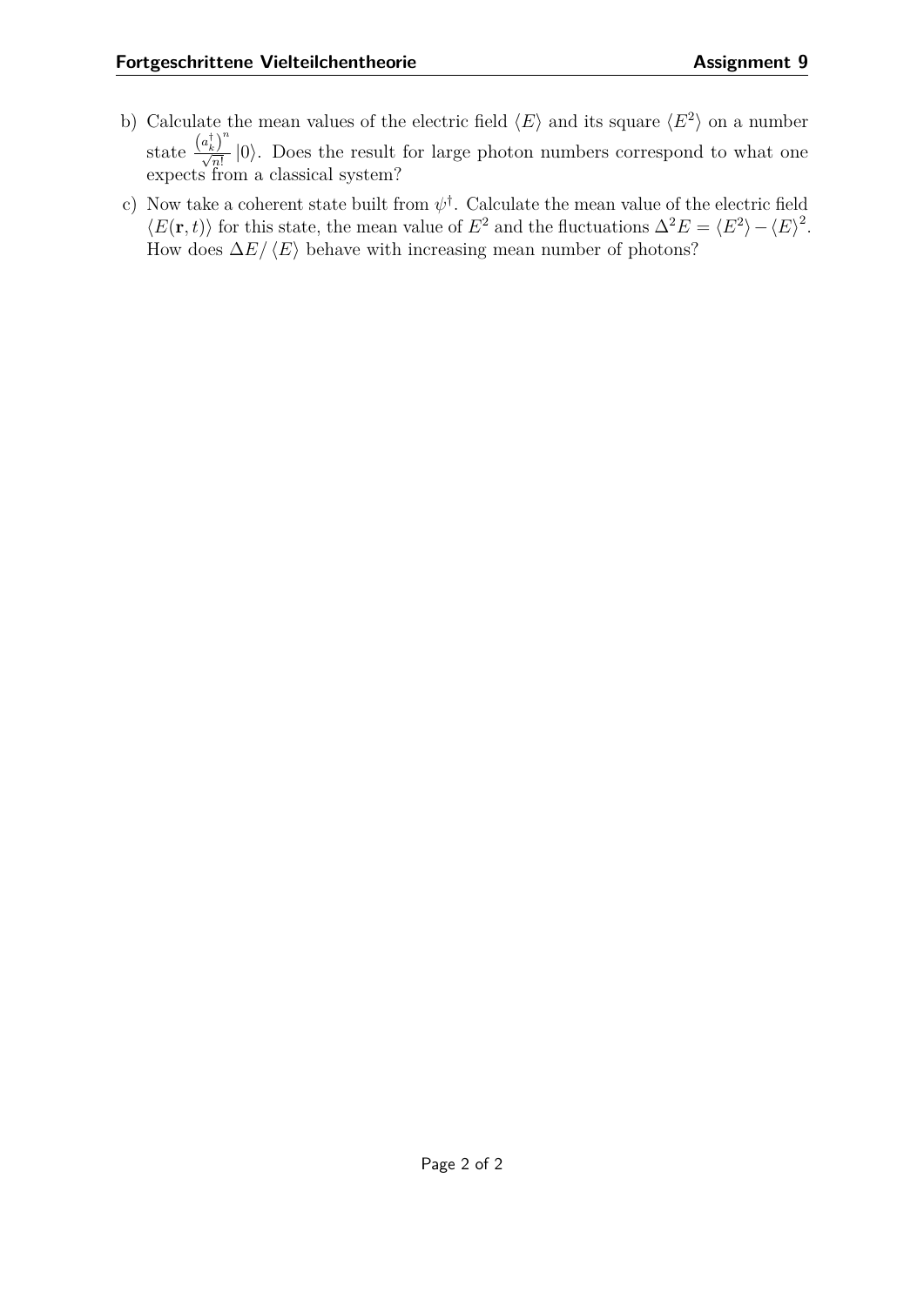b) Calculate the mean values of the electric field $\langle E \rangle$ and its square $\langle E^2 \rangle$ on a number state $\frac{\left(a_k^\dagger\right)^n}{\sqrt{n!}} |0\rangle$. Does the result for large photon numbers correspond to what one expects from a classical system?

c) Now take a coherent state built from $\psi^\dagger$. Calculate the mean value of the electric field $\langle E(\mathbf{r}, t) \rangle$ for this state, the mean value of $E^2$ and the fluctuations $\Delta^2 E = \langle E^2 \rangle - \langle E \rangle^2$. How does $\Delta E / \langle E \rangle$ behave with increasing mean number of photons?